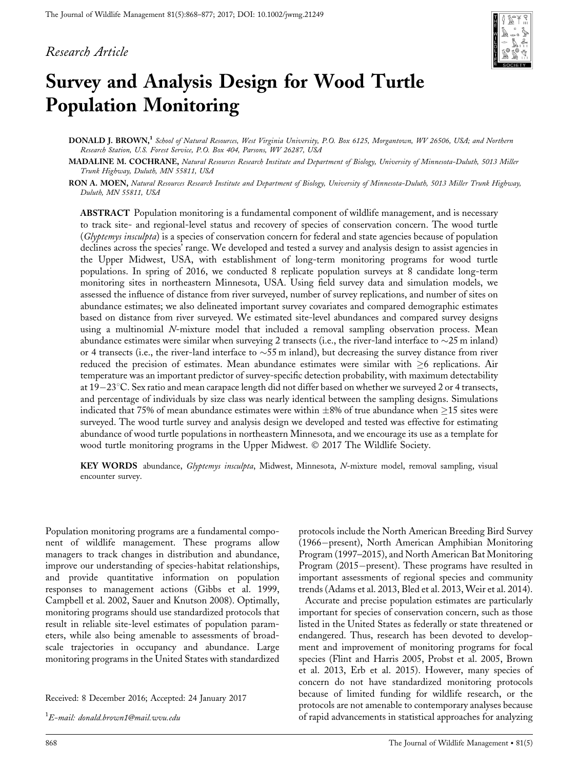*Research Article*

# Survey and Analysis Design for Wood Turtle Population Monitoring

**DONALD J. BROWN**,[1] *School of Natural Resources, West Virginia University, P.O. Box 6125, Morgantown, WV 26506, USA; and Northern Research Station, U.S. Forest Service, P.O. Box 404, Parsons, WV 26287, USA*

**MADALINE M. COCHRANE**, *Natural Resources Research Institute and Department of Biology, University of Minnesota-Duluth, 5013 Miller Trunk Highway, Duluth, MN 55811, USA*

**RON A. MOEN**, *Natural Resources Research Institute and Department of Biology, University of Minnesota-Duluth, 5013 Miller Trunk Highway, Duluth, MN 55811, USA*

**ABSTRACT** Population monitoring is a fundamental component of wildlife management, and is necessary to track site- and regional-level status and recovery of species of conservation concern. The wood turtle (*Glyptemys insculpta*) is a species of conservation concern for federal and state agencies because of population declines across the species' range. We developed and tested a survey and analysis design to assist agencies in the Upper Midwest, USA, with establishment of long-term monitoring programs for wood turtle populations. In spring of 2016, we conducted 8 replicate population surveys at 8 candidate long-term monitoring sites in northeastern Minnesota, USA. Using field survey data and simulation models, we assessed the influence of distance from river surveyed, number of survey replications, and number of sites on abundance estimates; we also delineated important survey covariates and compared demographic estimates based on distance from river surveyed. We estimated site-level abundances and compared survey designs using a multinomial *N*-mixture model that included a removal sampling observation process. Mean abundance estimates were similar when surveying 2 transects (i.e., the river-land interface to ~25 m inland) or 4 transects (i.e., the river-land interface to ~55 m inland), but decreasing the survey distance from river reduced the precision of estimates. Mean abundance estimates were similar with ≥6 replications. Air temperature was an important predictor of survey-specific detection probability, with maximum detectability at 19–23°C. Sex ratio and mean carapace length did not differ based on whether we surveyed 2 or 4 transects, and percentage of individuals by size class was nearly identical between the sampling designs. Simulations indicated that 75% of mean abundance estimates were within ±8% of true abundance when ≥15 sites were surveyed. The wood turtle survey and analysis design we developed and tested was effective for estimating abundance of wood turtle populations in northeastern Minnesota, and we encourage its use as a template for wood turtle monitoring programs in the Upper Midwest. © 2017 The Wildlife Society.

**KEY WORDS** abundance, *Glyptemys insculpta*, Midwest, Minnesota, *N*-mixture model, removal sampling, visual encounter survey.

Population monitoring programs are a fundamental component of wildlife management. These programs allow managers to track changes in distribution and abundance, improve our understanding of species-habitat relationships, and provide quantitative information on population responses to management actions (Gibbs et al. 1999, Campbell et al. 2002, Sauer and Knutson 2008). Optimally, monitoring programs should use standardized protocols that result in reliable site-level estimates of population parameters, while also being amenable to assessments of broad-scale trajectories in occupancy and abundance. Large monitoring programs in the United States with standardized protocols include the North American Breeding Bird Survey (1966–present), North American Amphibian Monitoring Program (1997–2015), and North American Bat Monitoring Program (2015–present). These programs have resulted in important assessments of regional species and community trends (Adams et al. 2013, Bled et al. 2013, Weir et al. 2014).

Accurate and precise population estimates are particularly important for species of conservation concern, such as those listed in the United States as federally or state threatened or endangered. Thus, research has been devoted to development and improvement of monitoring programs for focal species (Flint and Harris 2005, Probst et al. 2005, Brown et al. 2013, Erb et al. 2015). However, many species of concern do not have standardized monitoring protocols because of limited funding for wildlife research, or the protocols are not amenable to contemporary analyses because of rapid advancements in statistical approaches for analyzing

Received: 8 December 2016; Accepted: 24 January 2017

[1]*E-mail: donald.brown1@mail.wvu.edu*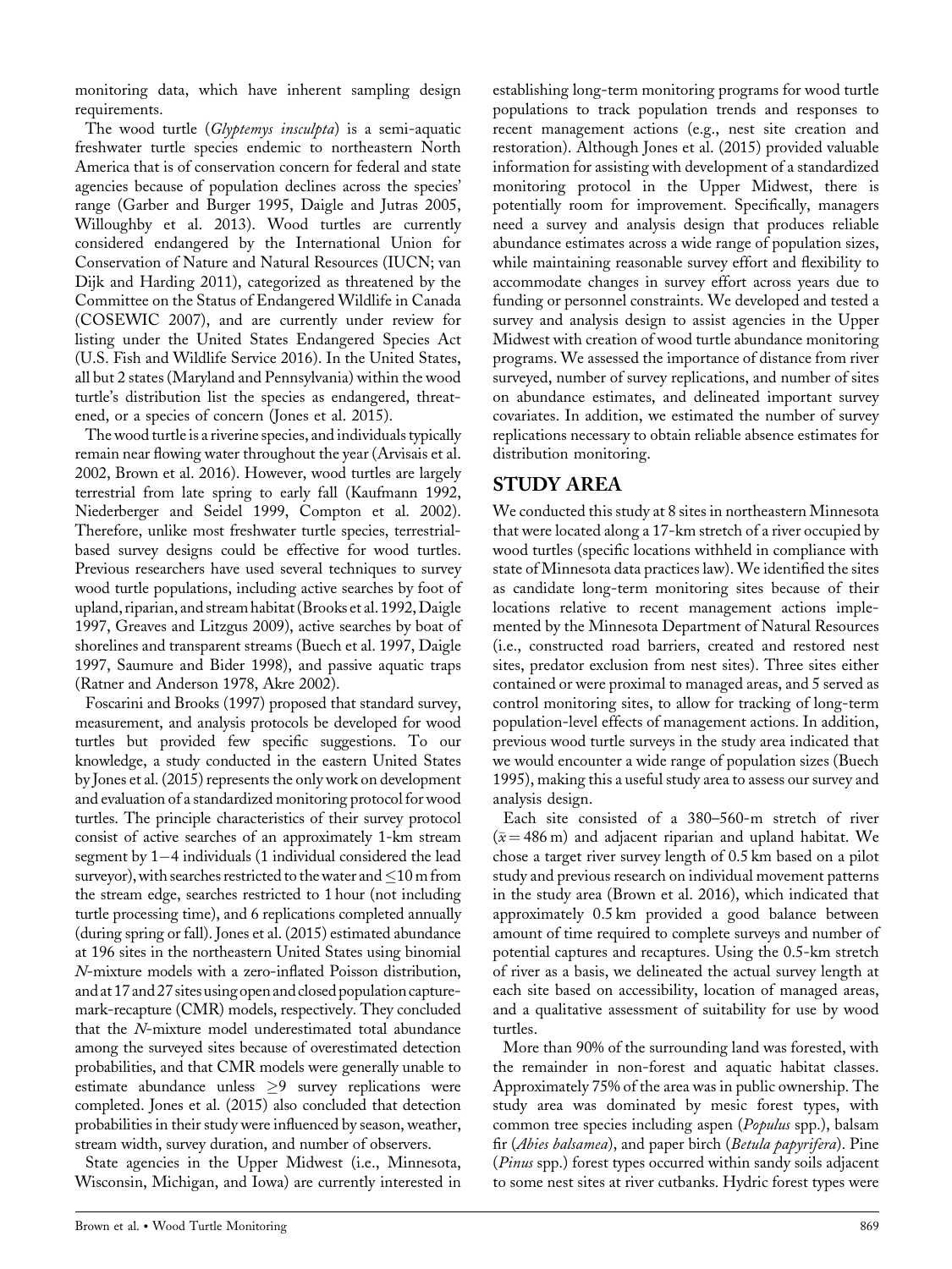monitoring data, which have inherent sampling design requirements.

The wood turtle (*Glyptemys insculpta*) is a semi-aquatic freshwater turtle species endemic to northeastern North America that is of conservation concern for federal and state agencies because of population declines across the species' range (Garber and Burger 1995, Daigle and Jutras 2005, Willoughby et al. 2013). Wood turtles are currently considered endangered by the International Union for Conservation of Nature and Natural Resources (IUCN; van Dijk and Harding 2011), categorized as threatened by the Committee on the Status of Endangered Wildlife in Canada (COSEWIC 2007), and are currently under review for listing under the United States Endangered Species Act (U.S. Fish and Wildlife Service 2016). In the United States, all but 2 states (Maryland and Pennsylvania) within the wood turtle's distribution list the species as endangered, threatened, or a species of concern (Jones et al. 2015).

The wood turtle is a riverine species, and individuals typically remain near flowing water throughout the year (Arvisais et al. 2002, Brown et al. 2016). However, wood turtles are largely terrestrial from late spring to early fall (Kaufmann 1992, Niederberger and Seidel 1999, Compton et al. 2002). Therefore, unlike most freshwater turtle species, terrestrial-based survey designs could be effective for wood turtles. Previous researchers have used several techniques to survey wood turtle populations, including active searches by foot of upland, riparian, and stream habitat (Brooks et al. 1992, Daigle 1997, Greaves and Litzgus 2009), active searches by boat of shorelines and transparent streams (Buech et al. 1997, Daigle 1997, Saumure and Bider 1998), and passive aquatic traps (Ratner and Anderson 1978, Akre 2002).

Foscarini and Brooks (1997) proposed that standard survey, measurement, and analysis protocols be developed for wood turtles but provided few specific suggestions. To our knowledge, a study conducted in the eastern United States by Jones et al. (2015) represents the only work on development and evaluation of a standardized monitoring protocol for wood turtles. The principle characteristics of their survey protocol consist of active searches of an approximately 1-km stream segment by 1–4 individuals (1 individual considered the lead surveyor), with searches restricted to the water and ≤10 m from the stream edge, searches restricted to 1 hour (not including turtle processing time), and 6 replications completed annually (during spring or fall). Jones et al. (2015) estimated abundance at 196 sites in the northeastern United States using binomial *N*-mixture models with a zero-inflated Poisson distribution, and at 17 and 27 sites using open and closed population capture-mark-recapture (CMR) models, respectively. They concluded that the *N*-mixture model underestimated total abundance among the surveyed sites because of overestimated detection probabilities, and that CMR models were generally unable to estimate abundance unless ≥9 survey replications were completed. Jones et al. (2015) also concluded that detection probabilities in their study were influenced by season, weather, stream width, survey duration, and number of observers.

State agencies in the Upper Midwest (i.e., Minnesota, Wisconsin, Michigan, and Iowa) are currently interested in establishing long-term monitoring programs for wood turtle populations to track population trends and responses to recent management actions (e.g., nest site creation and restoration). Although Jones et al. (2015) provided valuable information for assisting with development of a standardized monitoring protocol in the Upper Midwest, there is potentially room for improvement. Specifically, managers need a survey and analysis design that produces reliable abundance estimates across a wide range of population sizes, while maintaining reasonable survey effort and flexibility to accommodate changes in survey effort across years due to funding or personnel constraints. We developed and tested a survey and analysis design to assist agencies in the Upper Midwest with creation of wood turtle abundance monitoring programs. We assessed the importance of distance from river surveyed, number of survey replications, and number of sites on abundance estimates, and delineated important survey covariates. In addition, we estimated the number of survey replications necessary to obtain reliable absence estimates for distribution monitoring.

## STUDY AREA

We conducted this study at 8 sites in northeastern Minnesota that were located along a 17-km stretch of a river occupied by wood turtles (specific locations withheld in compliance with state of Minnesota data practices law). We identified the sites as candidate long-term monitoring sites because of their locations relative to recent management actions implemented by the Minnesota Department of Natural Resources (i.e., constructed road barriers, created and restored nest sites, predator exclusion from nest sites). Three sites either contained or were proximal to managed areas, and 5 served as control monitoring sites, to allow for tracking of long-term population-level effects of management actions. In addition, previous wood turtle surveys in the study area indicated that we would encounter a wide range of population sizes (Buech 1995), making this a useful study area to assess our survey and analysis design.

Each site consisted of a 380–560-m stretch of river ($\bar{x} = 486$ m) and adjacent riparian and upland habitat. We chose a target river survey length of 0.5 km based on a pilot study and previous research on individual movement patterns in the study area (Brown et al. 2016), which indicated that approximately 0.5 km provided a good balance between amount of time required to complete surveys and number of potential captures and recaptures. Using the 0.5-km stretch of river as a basis, we delineated the actual survey length at each site based on accessibility, location of managed areas, and a qualitative assessment of suitability for use by wood turtles.

More than 90% of the surrounding land was forested, with the remainder in non-forest and aquatic habitat classes. Approximately 75% of the area was in public ownership. The study area was dominated by mesic forest types, with common tree species including aspen (*Populus* spp.), balsam fir (*Abies balsamea*), and paper birch (*Betula papyrifera*). Pine (*Pinus* spp.) forest types occurred within sandy soils adjacent to some nest sites at river cutbanks. Hydric forest types were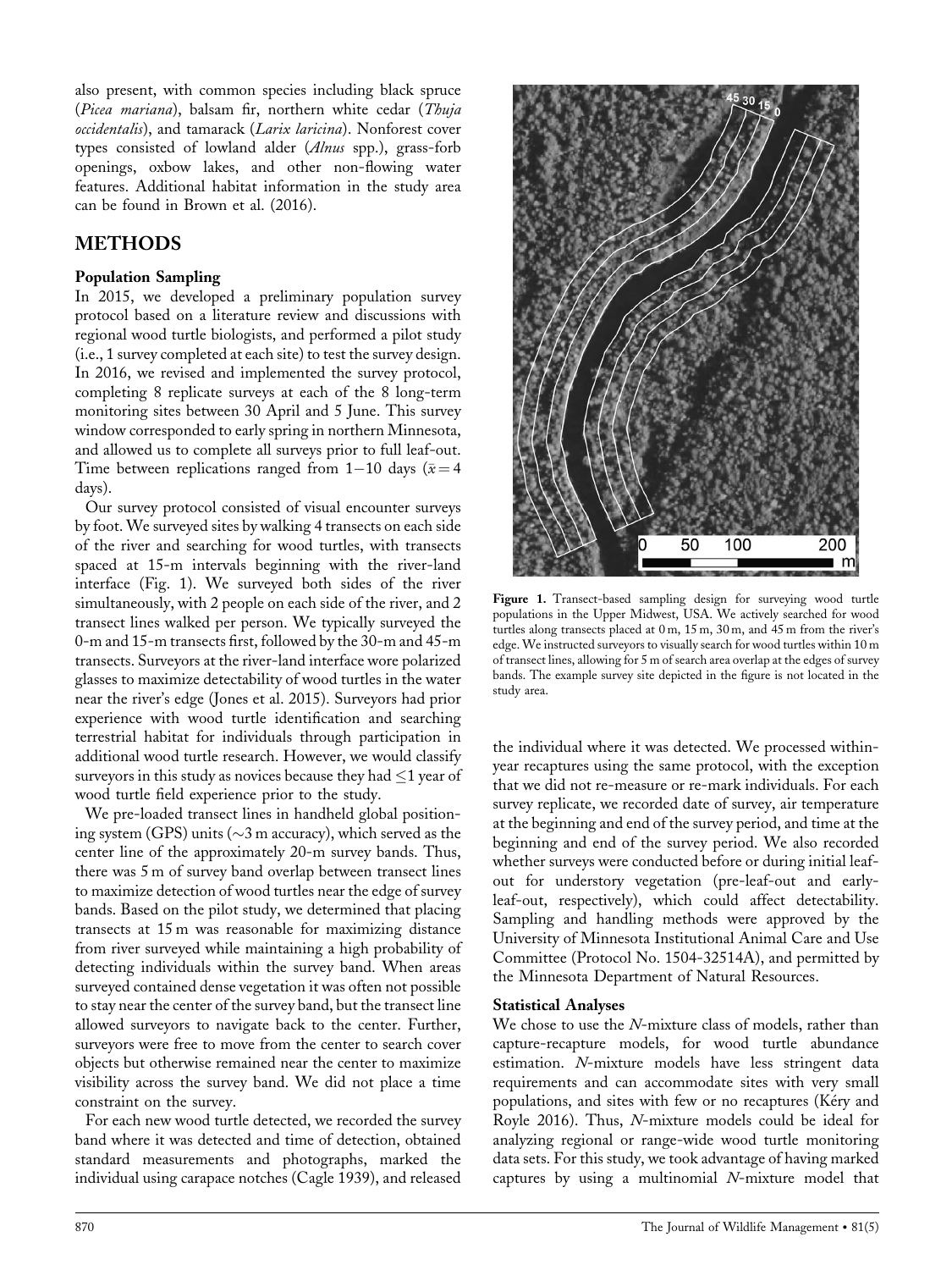also present, with common species including black spruce (*Picea mariana*), balsam fir, northern white cedar (*Thuja occidentalis*), and tamarack (*Larix laricina*). Nonforest cover types consisted of lowland alder (*Alnus* spp.), grass-forb openings, oxbow lakes, and other non-flowing water features. Additional habitat information in the study area can be found in Brown et al. (2016).

## METHODS

### Population Sampling

In 2015, we developed a preliminary population survey protocol based on a literature review and discussions with regional wood turtle biologists, and performed a pilot study (i.e., 1 survey completed at each site) to test the survey design. In 2016, we revised and implemented the survey protocol, completing 8 replicate surveys at each of the 8 long-term monitoring sites between 30 April and 5 June. This survey window corresponded to early spring in northern Minnesota, and allowed us to complete all surveys prior to full leaf-out. Time between replications ranged from 1–10 days ($\bar{x} = 4$ days).

Our survey protocol consisted of visual encounter surveys by foot. We surveyed sites by walking 4 transects on each side of the river and searching for wood turtles, with transects spaced at 15-m intervals beginning with the river-land interface (Fig. 1). We surveyed both sides of the river simultaneously, with 2 people on each side of the river, and 2 transect lines walked per person. We typically surveyed the 0-m and 15-m transects first, followed by the 30-m and 45-m transects. Surveyors at the river-land interface wore polarized glasses to maximize detectability of wood turtles in the water near the river's edge (Jones et al. 2015). Surveyors had prior experience with wood turtle identification and searching terrestrial habitat for individuals through participation in additional wood turtle research. However, we would classify surveyors in this study as novices because they had $\leq$1 year of wood turtle field experience prior to the study.

We pre-loaded transect lines in handheld global positioning system (GPS) units (~3 m accuracy), which served as the center line of the approximately 20-m survey bands. Thus, there was 5 m of survey band overlap between transect lines to maximize detection of wood turtles near the edge of survey bands. Based on the pilot study, we determined that placing transects at 15 m was reasonable for maximizing distance from river surveyed while maintaining a high probability of detecting individuals within the survey band. When areas surveyed contained dense vegetation it was often not possible to stay near the center of the survey band, but the transect line allowed surveyors to navigate back to the center. Further, surveyors were free to move from the center to search cover objects but otherwise remained near the center to maximize visibility across the survey band. We did not place a time constraint on the survey.

For each new wood turtle detected, we recorded the survey band where it was detected and time of detection, obtained standard measurements and photographs, marked the individual using carapace notches (Cagle 1939), and released the individual where it was detected. We processed within-year recaptures using the same protocol, with the exception that we did not re-measure or re-mark individuals. For each survey replicate, we recorded date of survey, air temperature at the beginning and end of the survey period, and time at the beginning and end of the survey period. We also recorded whether surveys were conducted before or during initial leaf-out for understory vegetation (pre-leaf-out and early-leaf-out, respectively), which could affect detectability. Sampling and handling methods were approved by the University of Minnesota Institutional Animal Care and Use Committee (Protocol No. 1504-32514A), and permitted by the Minnesota Department of Natural Resources.

**Figure 1.** Transect-based sampling design for surveying wood turtle populations in the Upper Midwest, USA. We actively searched for wood turtles along transects placed at 0 m, 15 m, 30 m, and 45 m from the river's edge. We instructed surveyors to visually search for wood turtles within 10 m of transect lines, allowing for 5 m of search area overlap at the edges of survey bands. The example survey site depicted in the figure is not located in the study area.

### Statistical Analyses

We chose to use the *N*-mixture class of models, rather than capture-recapture models, for wood turtle abundance estimation. *N*-mixture models have less stringent data requirements and can accommodate sites with very small populations, and sites with few or no recaptures (Kéry and Royle 2016). Thus, *N*-mixture models could be ideal for analyzing regional or range-wide wood turtle monitoring data sets. For this study, we took advantage of having marked captures by using a multinomial *N*-mixture model that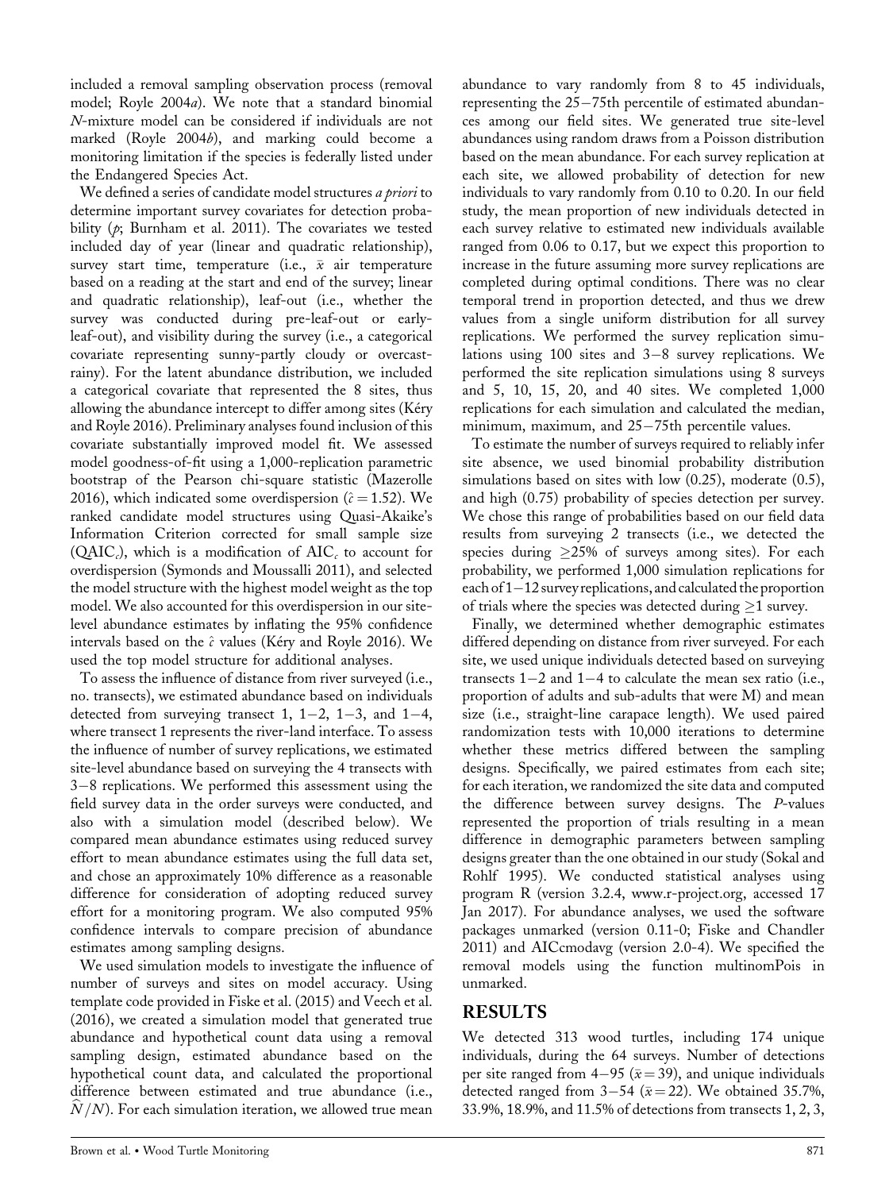included a removal sampling observation process (removal model; Royle 2004*a*). We note that a standard binomial *N*-mixture model can be considered if individuals are not marked (Royle 2004*b*), and marking could become a monitoring limitation if the species is federally listed under the Endangered Species Act.

We defined a series of candidate model structures *a priori* to determine important survey covariates for detection probability ($p$; Burnham et al. 2011). The covariates we tested included day of year (linear and quadratic relationship), survey start time, temperature (i.e., $\bar{x}$ air temperature based on a reading at the start and end of the survey; linear and quadratic relationship), leaf-out (i.e., whether the survey was conducted during pre-leaf-out or early-leaf-out), and visibility during the survey (i.e., a categorical covariate representing sunny-partly cloudy or overcast-rainy). For the latent abundance distribution, we included a categorical covariate that represented the 8 sites, thus allowing the abundance intercept to differ among sites (Kéry and Royle 2016). Preliminary analyses found inclusion of this covariate substantially improved model fit. We assessed model goodness-of-fit using a 1,000-replication parametric bootstrap of the Pearson chi-square statistic (Mazerolle 2016), which indicated some overdispersion ($\hat{c} = 1.52$). We ranked candidate model structures using Quasi-Akaike's Information Criterion corrected for small sample size ($QAIC_c$), which is a modification of $AIC_c$ to account for overdispersion (Symonds and Moussalli 2011), and selected the model structure with the highest model weight as the top model. We also accounted for this overdispersion in our site-level abundance estimates by inflating the 95% confidence intervals based on the $\hat{c}$ values (Kéry and Royle 2016). We used the top model structure for additional analyses.

To assess the influence of distance from river surveyed (i.e., no. transects), we estimated abundance based on individuals detected from surveying transect 1, 1–2, 1–3, and 1–4, where transect 1 represents the river-land interface. To assess the influence of number of survey replications, we estimated site-level abundance based on surveying the 4 transects with 3–8 replications. We performed this assessment using the field survey data in the order surveys were conducted, and also with a simulation model (described below). We compared mean abundance estimates using reduced survey effort to mean abundance estimates using the full data set, and chose an approximately 10% difference as a reasonable difference for consideration of adopting reduced survey effort for a monitoring program. We also computed 95% confidence intervals to compare precision of abundance estimates among sampling designs.

We used simulation models to investigate the influence of number of surveys and sites on model accuracy. Using template code provided in Fiske et al. (2015) and Veech et al. (2016), we created a simulation model that generated true abundance and hypothetical count data using a removal sampling design, estimated abundance based on the hypothetical count data, and calculated the proportional difference between estimated and true abundance (i.e., $\widehat{N}/N$). For each simulation iteration, we allowed true mean abundance to vary randomly from 8 to 45 individuals, representing the 25–75th percentile of estimated abundances among our field sites. We generated true site-level abundances using random draws from a Poisson distribution based on the mean abundance. For each survey replication at each site, we allowed probability of detection for new individuals to vary randomly from 0.10 to 0.20. In our field study, the mean proportion of new individuals detected in each survey relative to estimated new individuals available ranged from 0.06 to 0.17, but we expect this proportion to increase in the future assuming more survey replications are completed during optimal conditions. There was no clear temporal trend in proportion detected, and thus we drew values from a single uniform distribution for all survey replications. We performed the survey replication simulations using 100 sites and 3–8 survey replications. We performed the site replication simulations using 8 surveys and 5, 10, 15, 20, and 40 sites. We completed 1,000 replications for each simulation and calculated the median, minimum, maximum, and 25–75th percentile values.

To estimate the number of surveys required to reliably infer site absence, we used binomial probability distribution simulations based on sites with low (0.25), moderate (0.5), and high (0.75) probability of species detection per survey. We chose this range of probabilities based on our field data results from surveying 2 transects (i.e., we detected the species during $\geq$25% of surveys among sites). For each probability, we performed 1,000 simulation replications for each of 1–12 survey replications, and calculated the proportion of trials where the species was detected during $\geq$1 survey.

Finally, we determined whether demographic estimates differed depending on distance from river surveyed. For each site, we used unique individuals detected based on surveying transects 1–2 and 1–4 to calculate the mean sex ratio (i.e., proportion of adults and sub-adults that were M) and mean size (i.e., straight-line carapace length). We used paired randomization tests with 10,000 iterations to determine whether these metrics differed between the sampling designs. Specifically, we paired estimates from each site; for each iteration, we randomized the site data and computed the difference between survey designs. The *P*-values represented the proportion of trials resulting in a mean difference in demographic parameters between sampling designs greater than the one obtained in our study (Sokal and Rohlf 1995). We conducted statistical analyses using program R (version 3.2.4, www.r-project.org, accessed 17 Jan 2017). For abundance analyses, we used the software packages unmarked (version 0.11-0; Fiske and Chandler 2011) and AICcmodavg (version 2.0-4). We specified the removal models using the function multinomPois in unmarked.

## RESULTS

We detected 313 wood turtles, including 174 unique individuals, during the 64 surveys. Number of detections per site ranged from 4–95 ($\bar{x} = 39$), and unique individuals detected ranged from 3–54 ($\bar{x} = 22$). We obtained 35.7%, 33.9%, 18.9%, and 11.5% of detections from transects 1, 2, 3,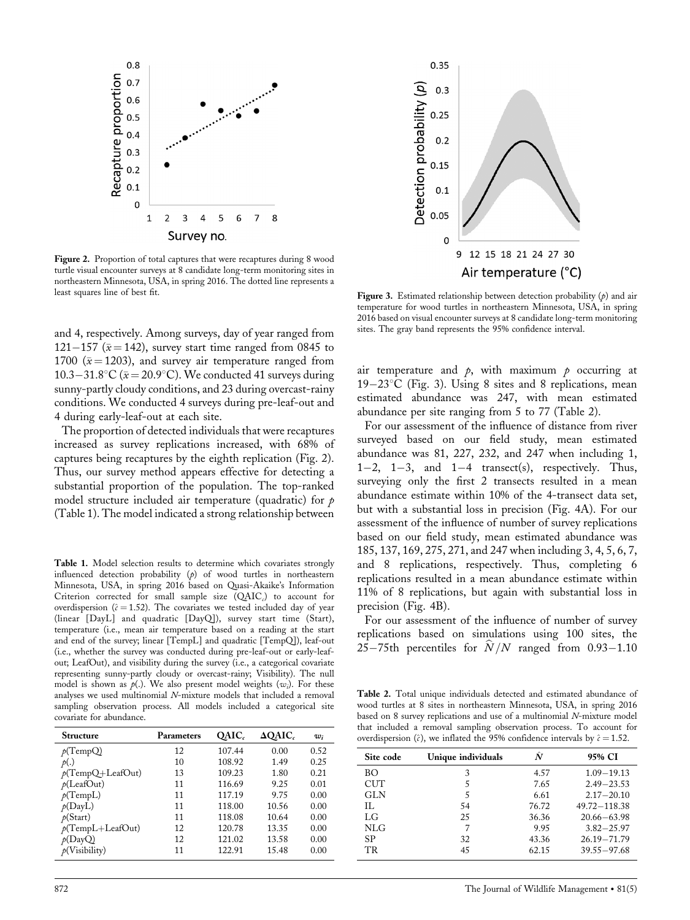Figure 2. Proportion of total captures that were recaptures during 8 wood turtle visual encounter surveys at 8 candidate long-term monitoring sites in northeastern Minnesota, USA, in spring 2016. The dotted line represents a least squares line of best fit.

Figure 3. Estimated relationship between detection probability ($p$) and air temperature for wood turtles in northeastern Minnesota, USA, in spring 2016 based on visual encounter surveys at 8 candidate long-term monitoring sites. The gray band represents the 95% confidence interval.

and 4, respectively. Among surveys, day of year ranged from 121–157 ($\bar{x} = 142$), survey start time ranged from 0845 to 1700 ($\bar{x} = 1203$), and survey air temperature ranged from 10.3–31.8°C ($\bar{x} = 20.9$°C). We conducted 41 surveys during sunny-partly cloudy conditions, and 23 during overcast-rainy conditions. We conducted 4 surveys during pre-leaf-out and 4 during early-leaf-out at each site.

The proportion of detected individuals that were recaptures increased as survey replications increased, with 68% of captures being recaptures by the eighth replication (Fig. 2). Thus, our survey method appears effective for detecting a substantial proportion of the population. The top-ranked model structure included air temperature (quadratic) for $p$ (Table 1). The model indicated a strong relationship between air temperature and $p$, with maximum $p$ occurring at 19–23°C (Fig. 3). Using 8 sites and 8 replications, mean estimated abundance was 247, with mean estimated abundance per site ranging from 5 to 77 (Table 2).

For our assessment of the influence of distance from river surveyed based on our field study, mean estimated abundance was 81, 227, 232, and 247 when including 1, 1–2, 1–3, and 1–4 transect(s), respectively. Thus, surveying only the first 2 transects resulted in a mean abundance estimate within 10% of the 4-transect data set, but with a substantial loss in precision (Fig. 4A). For our assessment of the influence of number of survey replications based on our field study, mean estimated abundance was 185, 137, 169, 275, 271, and 247 when including 3, 4, 5, 6, 7, and 8 replications, respectively. Thus, completing 6 replications resulted in a mean abundance estimate within 11% of 8 replications, but again with substantial loss in precision (Fig. 4B).

For our assessment of the influence of number of survey replications based on simulations using 100 sites, the 25–75th percentiles for $\hat{N}/N$ ranged from 0.93–1.10

Table 1. Model selection results to determine which covariates strongly influenced detection probability ($p$) of wood turtles in northeastern Minnesota, USA, in spring 2016 based on Quasi-Akaike's Information Criterion corrected for small sample size ($QAIC_c$) to account for overdispersion ($\hat{c} = 1.52$). The covariates we tested included day of year (linear [DayL] and quadratic [DayQ]), survey start time (Start), temperature (i.e., mean air temperature based on a reading at the start and end of the survey; linear [TempL] and quadratic [TempQ]), leaf-out (i.e., whether the survey was conducted during pre-leaf-out or early-leaf-out; LeafOut), and visibility during the survey (i.e., a categorical covariate representing sunny-partly cloudy or overcast-rainy; Visibility). The null model is shown as $p$(.). We also present model weights ($w_i$). For these analyses we used multinomial $N$-mixture models that included a removal sampling observation process. All models included a categorical site covariate for abundance.

| Structure | Parameters | $QAIC_c$ | $\Delta QAIC_c$ | $w_i$ |
|---|---|---|---|---|
| $p$(TempQ) | 12 | 107.44 | 0.00 | 0.52 |
| $p$(.) | 10 | 108.92 | 1.49 | 0.25 |
| $p$(TempQ+LeafOut) | 13 | 109.23 | 1.80 | 0.21 |
| $p$(LeafOut) | 11 | 116.69 | 9.25 | 0.01 |
| $p$(TempL) | 11 | 117.19 | 9.75 | 0.00 |
| $p$(DayL) | 11 | 118.00 | 10.56 | 0.00 |
| $p$(Start) | 11 | 118.08 | 10.64 | 0.00 |
| $p$(TempL+LeafOut) | 12 | 120.78 | 13.35 | 0.00 |
| $p$(DayQ) | 12 | 121.02 | 13.58 | 0.00 |
| $p$(Visibility) | 11 | 122.91 | 15.48 | 0.00 |

Table 2. Total unique individuals detected and estimated abundance of wood turtles at 8 sites in northeastern Minnesota, USA, in spring 2016 based on 8 survey replications and use of a multinomial $N$-mixture model that included a removal sampling observation process. To account for overdispersion ($\hat{c}$), we inflated the 95% confidence intervals by $\hat{c} = 1.52$.

| Site code | Unique individuals | $\hat{N}$ | 95% CI |
|---|---|---|---|
| BO | 3 | 4.57 | 1.09–19.13 |
| CUT | 5 | 7.65 | 2.49–23.53 |
| GLN | 5 | 6.61 | 2.17–20.10 |
| IL | 54 | 76.72 | 49.72–118.38 |
| LG | 25 | 36.36 | 20.66–63.98 |
| NLG | 7 | 9.95 | 3.82–25.97 |
| SP | 32 | 43.36 | 26.19–71.79 |
| TR | 45 | 62.15 | 39.55–97.68 |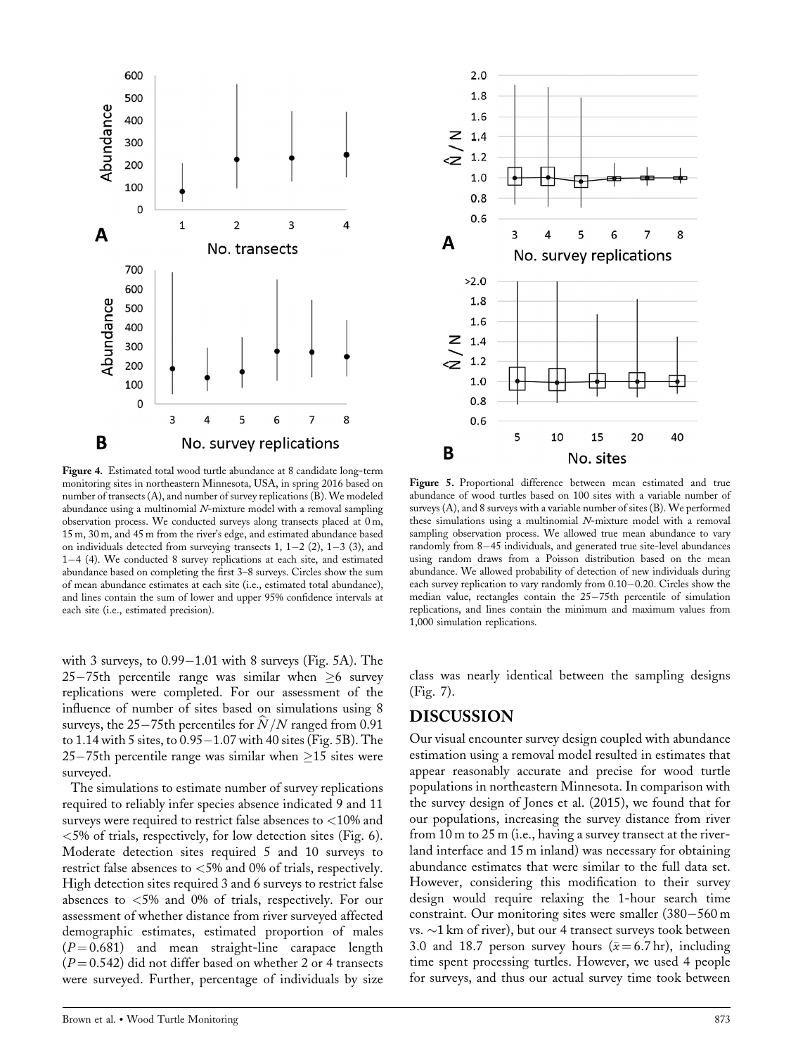Figure 4. Estimated total wood turtle abundance at 8 candidate long-term monitoring sites in northeastern Minnesota, USA, in spring 2016 based on number of transects (A), and number of survey replications (B). We modeled abundance using a multinomial $N$-mixture model with a removal sampling observation process. We conducted surveys along transects placed at 0 m, 15 m, 30 m, and 45 m from the river's edge, and estimated abundance based on individuals detected from surveying transects 1, 1–2 (2), 1–3 (3), and 1–4 (4). We conducted 8 survey replications at each site, and estimated abundance based on completing the first 3–8 surveys. Circles show the sum of mean abundance estimates at each site (i.e., estimated total abundance), and lines contain the sum of lower and upper 95% confidence intervals at each site (i.e., estimated precision).

Figure 5. Proportional difference between mean estimated and true abundance of wood turtles based on 100 sites with a variable number of surveys (A), and 8 surveys with a variable number of sites (B). We performed these simulations using a multinomial $N$-mixture model with a removal sampling observation process. We allowed true mean abundance to vary randomly from 8–45 individuals, and generated true site-level abundances using random draws from a Poisson distribution based on the mean abundance. We allowed probability of detection of new individuals during each survey replication to vary randomly from 0.10–0.20. Circles show the median value, rectangles contain the 25–75th percentile of simulation replications, and lines contain the minimum and maximum values from 1,000 simulation replications.

with 3 surveys, to 0.99–1.01 with 8 surveys (Fig. 5A). The 25–75th percentile range was similar when ≥6 survey replications were completed. For our assessment of the influence of number of sites based on simulations using 8 surveys, the 25–75th percentiles for $\widehat{N}/N$ ranged from 0.91 to 1.14 with 5 sites, to 0.95–1.07 with 40 sites (Fig. 5B). The 25–75th percentile range was similar when ≥15 sites were surveyed.

The simulations to estimate number of survey replications required to reliably infer species absence indicated 9 and 11 surveys were required to restrict false absences to <10% and <5% of trials, respectively, for low detection sites (Fig. 6). Moderate detection sites required 5 and 10 surveys to restrict false absences to <5% and 0% of trials, respectively. High detection sites required 3 and 6 surveys to restrict false absences to <5% and 0% of trials, respectively. For our assessment of whether distance from river surveyed affected demographic estimates, estimated proportion of males ($P = 0.681$) and mean straight-line carapace length ($P = 0.542$) did not differ based on whether 2 or 4 transects were surveyed. Further, percentage of individuals by size class was nearly identical between the sampling designs (Fig. 7).

## DISCUSSION

Our visual encounter survey design coupled with abundance estimation using a removal model resulted in estimates that appear reasonably accurate and precise for wood turtle populations in northeastern Minnesota. In comparison with the survey design of Jones et al. (2015), we found that for our populations, increasing the survey distance from river from 10 m to 25 m (i.e., having a survey transect at the river-land interface and 15 m inland) was necessary for obtaining abundance estimates that were similar to the full data set. However, considering this modification to their survey design would require relaxing the 1-hour search time constraint. Our monitoring sites were smaller (380–560 m vs. ~1 km of river), but our 4 transect surveys took between 3.0 and 18.7 person survey hours ($\bar{x} = 6.7$ hr), including time spent processing turtles. However, we used 4 people for surveys, and thus our actual survey time took between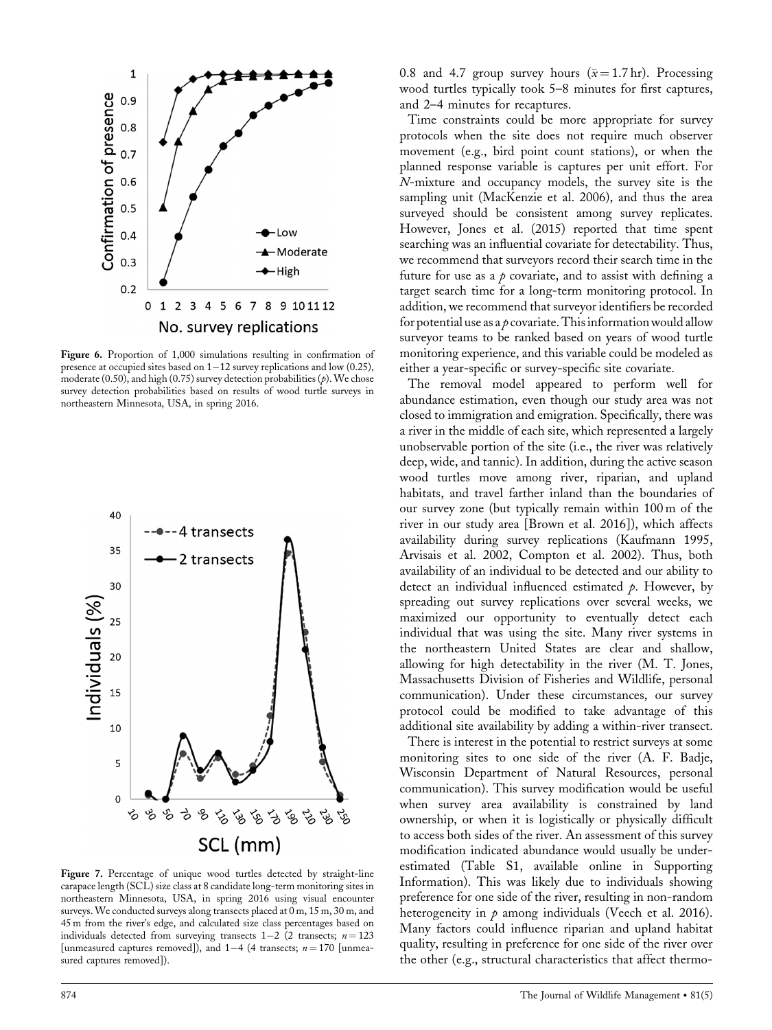Figure 6. Proportion of 1,000 simulations resulting in confirmation of presence at occupied sites based on 1–12 survey replications and low (0.25), moderate (0.50), and high (0.75) survey detection probabilities ($p$). We chose survey detection probabilities based on results of wood turtle surveys in northeastern Minnesota, USA, in spring 2016.

Figure 7. Percentage of unique wood turtles detected by straight-line carapace length (SCL) size class at 8 candidate long-term monitoring sites in northeastern Minnesota, USA, in spring 2016 using visual encounter surveys. We conducted surveys along transects placed at 0 m, 15 m, 30 m, and 45 m from the river's edge, and calculated size class percentages based on individuals detected from surveying transects 1–2 (2 transects; $n = 123$ [unmeasured captures removed]), and 1–4 (4 transects; $n = 170$ [unmeasured captures removed]).

0.8 and 4.7 group survey hours ($\bar{x} = 1.7$ hr). Processing wood turtles typically took 5–8 minutes for first captures, and 2–4 minutes for recaptures.

Time constraints could be more appropriate for survey protocols when the site does not require much observer movement (e.g., bird point count stations), or when the planned response variable is captures per unit effort. For $N$-mixture and occupancy models, the survey site is the sampling unit (MacKenzie et al. 2006), and thus the area surveyed should be consistent among survey replicates. However, Jones et al. (2015) reported that time spent searching was an influential covariate for detectability. Thus, we recommend that surveyors record their search time in the future for use as a $p$ covariate, and to assist with defining a target search time for a long-term monitoring protocol. In addition, we recommend that surveyor identifiers be recorded for potential use as a $p$ covariate. This information would allow surveyor teams to be ranked based on years of wood turtle monitoring experience, and this variable could be modeled as either a year-specific or survey-specific site covariate.

The removal model appeared to perform well for abundance estimation, even though our study area was not closed to immigration and emigration. Specifically, there was a river in the middle of each site, which represented a largely unobservable portion of the site (i.e., the river was relatively deep, wide, and tannic). In addition, during the active season wood turtles move among river, riparian, and upland habitats, and travel farther inland than the boundaries of our survey zone (but typically remain within 100 m of the river in our study area [Brown et al. 2016]), which affects availability during survey replications (Kaufmann 1995, Arvisais et al. 2002, Compton et al. 2002). Thus, both availability of an individual to be detected and our ability to detect an individual influenced estimated $p$. However, by spreading out survey replications over several weeks, we maximized our opportunity to eventually detect each individual that was using the site. Many river systems in the northeastern United States are clear and shallow, allowing for high detectability in the river (M. T. Jones, Massachusetts Division of Fisheries and Wildlife, personal communication). Under these circumstances, our survey protocol could be modified to take advantage of this additional site availability by adding a within-river transect.

There is interest in the potential to restrict surveys at some monitoring sites to one side of the river (A. F. Badje, Wisconsin Department of Natural Resources, personal communication). This survey modification would be useful when survey area availability is constrained by land ownership, or when it is logistically or physically difficult to access both sides of the river. An assessment of this survey modification indicated abundance would usually be underestimated (Table S1, available online in Supporting Information). This was likely due to individuals showing preference for one side of the river, resulting in non-random heterogeneity in $p$ among individuals (Veech et al. 2016). Many factors could influence riparian and upland habitat quality, resulting in preference for one side of the river over the other (e.g., structural characteristics that affect thermo-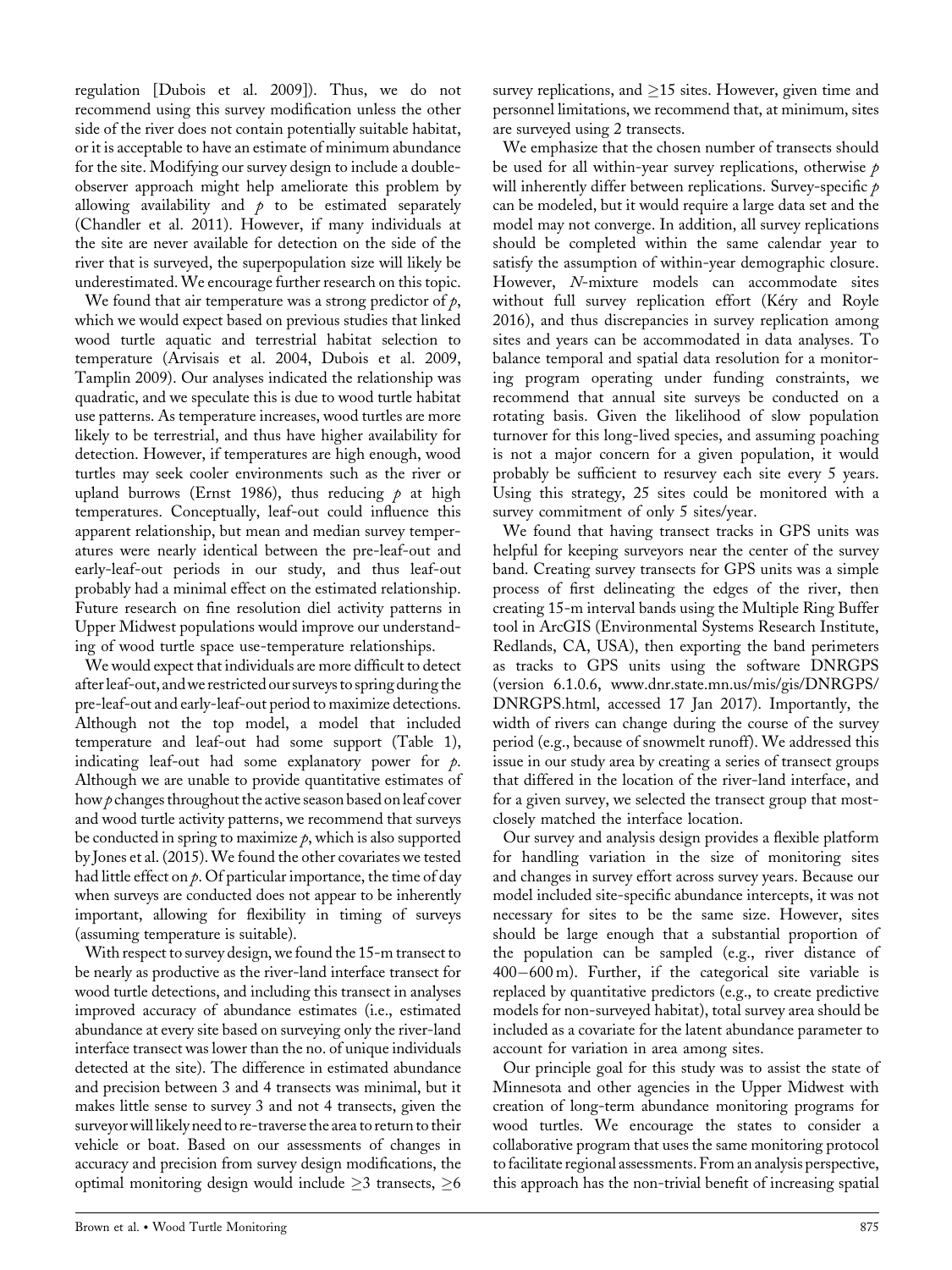regulation [Dubois et al. 2009]). Thus, we do not recommend using this survey modification unless the other side of the river does not contain potentially suitable habitat, or it is acceptable to have an estimate of minimum abundance for the site. Modifying our survey design to include a double-observer approach might help ameliorate this problem by allowing availability and $p$ to be estimated separately (Chandler et al. 2011). However, if many individuals at the site are never available for detection on the side of the river that is surveyed, the superpopulation size will likely be underestimated. We encourage further research on this topic.

We found that air temperature was a strong predictor of $p$, which we would expect based on previous studies that linked wood turtle aquatic and terrestrial habitat selection to temperature (Arvisais et al. 2004, Dubois et al. 2009, Tamplin 2009). Our analyses indicated the relationship was quadratic, and we speculate this is due to wood turtle habitat use patterns. As temperature increases, wood turtles are more likely to be terrestrial, and thus have higher availability for detection. However, if temperatures are high enough, wood turtles may seek cooler environments such as the river or upland burrows (Ernst 1986), thus reducing $p$ at high temperatures. Conceptually, leaf-out could influence this apparent relationship, but mean and median survey temperatures were nearly identical between the pre-leaf-out and early-leaf-out periods in our study, and thus leaf-out probably had a minimal effect on the estimated relationship. Future research on fine resolution diel activity patterns in Upper Midwest populations would improve our understanding of wood turtle space use-temperature relationships.

We would expect that individuals are more difficult to detect after leaf-out, and we restricted our surveys to spring during the pre-leaf-out and early-leaf-out period to maximize detections. Although not the top model, a model that included temperature and leaf-out had some support (Table 1), indicating leaf-out had some explanatory power for $p$. Although we are unable to provide quantitative estimates of how $p$ changes throughout the active season based on leaf cover and wood turtle activity patterns, we recommend that surveys be conducted in spring to maximize $p$, which is also supported by Jones et al. (2015). We found the other covariates we tested had little effect on $p$. Of particular importance, the time of day when surveys are conducted does not appear to be inherently important, allowing for flexibility in timing of surveys (assuming temperature is suitable).

With respect to survey design, we found the 15-m transect to be nearly as productive as the river-land interface transect for wood turtle detections, and including this transect in analyses improved accuracy of abundance estimates (i.e., estimated abundance at every site based on surveying only the river-land interface transect was lower than the no. of unique individuals detected at the site). The difference in estimated abundance and precision between 3 and 4 transects was minimal, but it makes little sense to survey 3 and not 4 transects, given the surveyor will likely need to re-traverse the area to return to their vehicle or boat. Based on our assessments of changes in accuracy and precision from survey design modifications, the optimal monitoring design would include $\geq$3 transects, $\geq$6 survey replications, and $\geq$15 sites. However, given time and personnel limitations, we recommend that, at minimum, sites are surveyed using 2 transects.

We emphasize that the chosen number of transects should be used for all within-year survey replications, otherwise $p$ will inherently differ between replications. Survey-specific $p$ can be modeled, but it would require a large data set and the model may not converge. In addition, all survey replications should be completed within the same calendar year to satisfy the assumption of within-year demographic closure. However, $N$-mixture models can accommodate sites without full survey replication effort (Kéry and Royle 2016), and thus discrepancies in survey replication among sites and years can be accommodated in data analyses. To balance temporal and spatial data resolution for a monitoring program operating under funding constraints, we recommend that annual site surveys be conducted on a rotating basis. Given the likelihood of slow population turnover for this long-lived species, and assuming poaching is not a major concern for a given population, it would probably be sufficient to resurvey each site every 5 years. Using this strategy, 25 sites could be monitored with a survey commitment of only 5 sites/year.

We found that having transect tracks in GPS units was helpful for keeping surveyors near the center of the survey band. Creating survey transects for GPS units was a simple process of first delineating the edges of the river, then creating 15-m interval bands using the Multiple Ring Buffer tool in ArcGIS (Environmental Systems Research Institute, Redlands, CA, USA), then exporting the band perimeters as tracks to GPS units using the software DNRGPS (version 6.1.0.6, www.dnr.state.mn.us/mis/gis/DNRGPS/DNRGPS.html, accessed 17 Jan 2017). Importantly, the width of rivers can change during the course of the survey period (e.g., because of snowmelt runoff). We addressed this issue in our study area by creating a series of transect groups that differed in the location of the river-land interface, and for a given survey, we selected the transect group that most-closely matched the interface location.

Our survey and analysis design provides a flexible platform for handling variation in the size of monitoring sites and changes in survey effort across survey years. Because our model included site-specific abundance intercepts, it was not necessary for sites to be the same size. However, sites should be large enough that a substantial proportion of the population can be sampled (e.g., river distance of 400–600 m). Further, if the categorical site variable is replaced by quantitative predictors (e.g., to create predictive models for non-surveyed habitat), total survey area should be included as a covariate for the latent abundance parameter to account for variation in area among sites.

Our principle goal for this study was to assist the state of Minnesota and other agencies in the Upper Midwest with creation of long-term abundance monitoring programs for wood turtles. We encourage the states to consider a collaborative program that uses the same monitoring protocol to facilitate regional assessments. From an analysis perspective, this approach has the non-trivial benefit of increasing spatial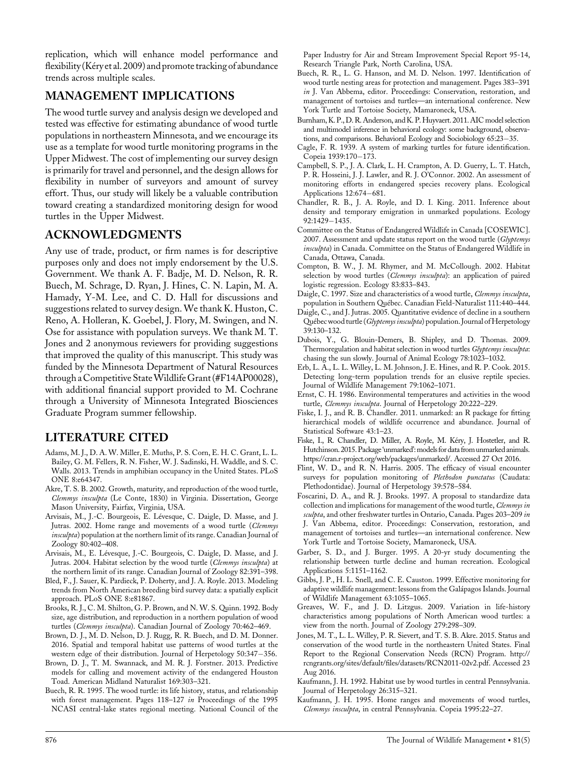replication, which will enhance model performance and flexibility (Kéry et al. 2009) and promote tracking of abundance trends across multiple scales.

## MANAGEMENT IMPLICATIONS

The wood turtle survey and analysis design we developed and tested was effective for estimating abundance of wood turtle populations in northeastern Minnesota, and we encourage its use as a template for wood turtle monitoring programs in the Upper Midwest. The cost of implementing our survey design is primarily for travel and personnel, and the design allows for flexibility in number of surveyors and amount of survey effort. Thus, our study will likely be a valuable contribution toward creating a standardized monitoring design for wood turtles in the Upper Midwest.

## ACKNOWLEDGMENTS

Any use of trade, product, or firm names is for descriptive purposes only and does not imply endorsement by the U.S. Government. We thank A. F. Badje, M. D. Nelson, R. R. Buech, M. Schrage, D. Ryan, J. Hines, C. N. Lapin, M. A. Hamady, Y-M. Lee, and C. D. Hall for discussions and suggestions related to survey design. We thank K. Huston, C. Reno, A. Holleran, K. Goebel, J. Flory, M. Swingen, and N. Ose for assistance with population surveys. We thank M. T. Jones and 2 anonymous reviewers for providing suggestions that improved the quality of this manuscript. This study was funded by the Minnesota Department of Natural Resources through a Competitive State Wildlife Grant (#F14AP00028), with additional financial support provided to M. Cochrane through a University of Minnesota Integrated Biosciences Graduate Program summer fellowship.

## LITERATURE CITED

Adams, M. J., D. A. W. Miller, E. Muths, P. S. Corn, E. H. C. Grant, L. L. Bailey, G. M. Fellers, R. N. Fisher, W. J. Sadinski, H. Waddle, and S. C. Walls. 2013. Trends in amphibian occupancy in the United States. PLoS ONE 8:e64347.

Akre, T. S. B. 2002. Growth, maturity, and reproduction of the wood turtle, *Clemmys insculpta* (Le Conte, 1830) in Virginia. Dissertation, George Mason University, Fairfax, Virginia, USA.

Arvisais, M., J.-C. Bourgeois, E. Lévesque, C. Daigle, D. Masse, and J. Jutras. 2002. Home range and movements of a wood turtle (*Clemmys insculpta*) population at the northern limit of its range. Canadian Journal of Zoology 80:402–408.

Arvisais, M., E. Lévesque, J.-C. Bourgeois, C. Daigle, D. Masse, and J. Jutras. 2004. Habitat selection by the wood turtle (*Clemmys insculpta*) at the northern limit of its range. Canadian Journal of Zoology 82:391–398.

Bled, F., J. Sauer, K. Pardieck, P. Doherty, and J. A. Royle. 2013. Modeling trends from North American breeding bird survey data: a spatially explicit approach. PLoS ONE 8:e81867.

Brooks, R. J., C. M. Shilton, G. P. Brown, and N. W. S. Quinn. 1992. Body size, age distribution, and reproduction in a northern population of wood turtles (*Clemmys insculpta*). Canadian Journal of Zoology 70:462–469.

Brown, D. J., M. D. Nelson, D. J. Rugg, R. R. Buech, and D. M. Donner. 2016. Spatial and temporal habitat use patterns of wood turtles at the western edge of their distribution. Journal of Herpetology 50:347–356.

Brown, D. J., T. M. Swannack, and M. R. J. Forstner. 2013. Predictive models for calling and movement activity of the endangered Houston Toad. American Midland Naturalist 169:303–321.

Buech, R. R. 1995. The wood turtle: its life history, status, and relationship with forest management. Pages 118–127 *in* Proceedings of the 1995 NCASI central-lake states regional meeting. National Council of the Paper Industry for Air and Stream Improvement Special Report 95-14, Research Triangle Park, North Carolina, USA.

Buech, R. R., L. G. Hanson, and M. D. Nelson. 1997. Identification of wood turtle nesting areas for protection and management. Pages 383–391 *in* J. Van Abbema, editor. Proceedings: Conservation, restoration, and management of tortoises and turtles—an international conference. New York Turtle and Tortoise Society, Mamaroneck, USA.

Burnham, K. P., D. R. Anderson, and K. P. Huyvaert. 2011. AIC model selection and multimodel inference in behavioral ecology: some background, observations, and comparisons. Behavioral Ecology and Sociobiology 65:23–35.

Cagle, F. R. 1939. A system of marking turtles for future identification. Copeia 1939:170–173.

Campbell, S. P., J. A. Clark, L. H. Crampton, A. D. Guerry, L. T. Hatch, P. R. Hosseini, J. J. Lawler, and R. J. O'Connor. 2002. An assessment of monitoring efforts in endangered species recovery plans. Ecological Applications 12:674–681.

Chandler, R. B., J. A. Royle, and D. I. King. 2011. Inference about density and temporary emigration in unmarked populations. Ecology 92:1429–1435.

Committee on the Status of Endangered Wildlife in Canada [COSEWIC]. 2007. Assessment and update status report on the wood turtle (*Glyptemys insculpta*) in Canada. Committee on the Status of Endangered Wildlife in Canada, Ottawa, Canada.

Compton, B. W., J. M. Rhymer, and M. McCollough. 2002. Habitat selection by wood turtles (*Clemmys insculpta*): an application of paired logistic regression. Ecology 83:833–843.

Daigle, C. 1997. Size and characteristics of a wood turtle, *Clemmys insculpta*, population in Southern Québec. Canadian Field-Naturalist 111:440–444.

Daigle, C., and J. Jutras. 2005. Quantitative evidence of decline in a southern Québec wood turtle (*Glyptemys insculpta*) population. Journal of Herpetology 39:130–132.

Dubois, Y., G. Blouin-Demers, B. Shipley, and D. Thomas. 2009. Thermoregulation and habitat selection in wood turtles *Glyptemys insculpta*: chasing the sun slowly. Journal of Animal Ecology 78:1023–1032.

Erb, L. A., L. L. Willey, L. M. Johnson, J. E. Hines, and R. P. Cook. 2015. Detecting long-term population trends for an elusive reptile species. Journal of Wildlife Management 79:1062–1071.

Ernst, C. H. 1986. Environmental temperatures and activities in the wood turtle, *Clemmys insculpta*. Journal of Herpetology 20:222–229.

Fiske, I. J., and R. B. Chandler. 2011. unmarked: an R package for fitting hierarchical models of wildlife occurrence and abundance. Journal of Statistical Software 43:1–23.

Fiske, I., R. Chandler, D. Miller, A. Royle, M. Kéry, J. Hostetler, and R. Hutchinson. 2015. Package 'unmarked': models for data from unmarked animals. https://cran.r-project.org/web/packages/unmarked/. Accessed 27 Oct 2016.

Flint, W. D., and R. N. Harris. 2005. The efficacy of visual encounter surveys for population monitoring of *Plethodon punctatus* (Caudata: Plethodontidae). Journal of Herpetology 39:578–584.

Foscarini, D. A., and R. J. Brooks. 1997. A proposal to standardize data collection and implications for management of the wood turtle, *Clemmys insculpta*, and other freshwater turtles in Ontario, Canada. Pages 203–209 *in* J. Van Abbema, editor. Proceedings: Conservation, restoration, and management of tortoises and turtles—an international conference. New York Turtle and Tortoise Society, Mamaroneck, USA.

Garber, S. D., and J. Burger. 1995. A 20-yr study documenting the relationship between turtle decline and human recreation. Ecological Applications 5:1151–1162.

Gibbs, J. P., H. L. Snell, and C. E. Causton. 1999. Effective monitoring for adaptive wildlife management: lessons from the Galápagos Islands. Journal of Wildlife Management 63:1055–1065.

Greaves, W. F., and J. D. Litzgus. 2009. Variation in life-history characteristics among populations of North American wood turtles: a view from the north. Journal of Zoology 279:298–309.

Jones, M. T., L. L. Willey, P. R. Sievert, and T. S. B. Akre. 2015. Status and conservation of the wood turtle in the northeastern United States. Final Report to the Regional Conservation Needs (RCN) Program. http://rcngrants.org/sites/default/files/datasets/RCN2011-02v2.pdf. Accessed 23 Aug 2016.

Kaufmann, J. H. 1992. Habitat use by wood turtles in central Pennsylvania. Journal of Herpetology 26:315–321.

Kaufmann, J. H. 1995. Home ranges and movements of wood turtles, *Clemmys insculpta*, in central Pennsylvania. Copeia 1995:22–27.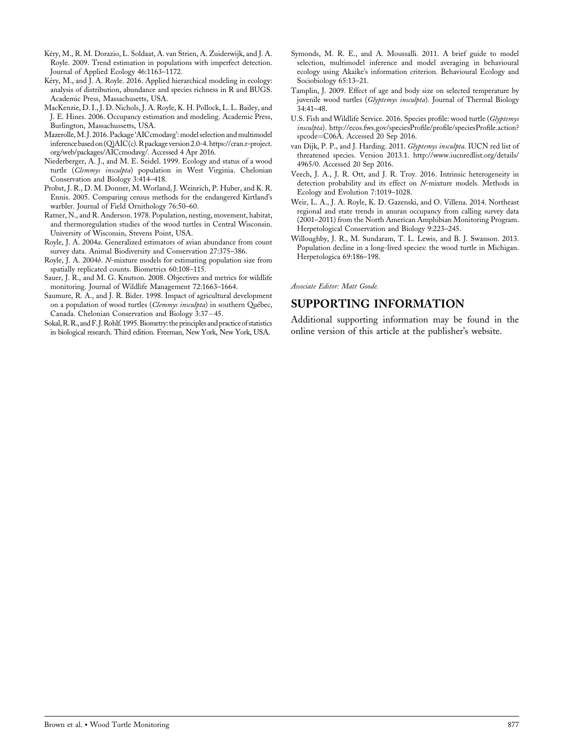Kéry, M., R. M. Dorazio, L. Soldaat, A. van Strien, A. Zuiderwijk, and J. A. Royle. 2009. Trend estimation in populations with imperfect detection. Journal of Applied Ecology 46:1163–1172.

Kéry, M., and J. A. Royle. 2016. Applied hierarchical modeling in ecology: analysis of distribution, abundance and species richness in R and BUGS. Academic Press, Massachusetts, USA.

MacKenzie, D. I., J. D. Nichols, J. A. Royle, K. H. Pollock, L. L. Bailey, and J. E. Hines. 2006. Occupancy estimation and modeling. Academic Press, Burlington, Massachussetts, USA.

Mazerolle, M. J. 2016. Package 'AICcmodavg': model selection and multimodel inference based on (Q)AIC(c). R package version 2.0-4. https://cran.r-project.org/web/packages/AICcmodavg/. Accessed 4 Apr 2016.

Niederberger, A. J., and M. E. Seidel. 1999. Ecology and status of a wood turtle (*Clemmys insculpta*) population in West Virginia. Chelonian Conservation and Biology 3:414–418.

Probst, J. R., D. M. Donner, M. Worland, J. Weinrich, P. Huber, and K. R. Ennis. 2005. Comparing census methods for the endangered Kirtland's warbler. Journal of Field Ornithology 76:50–60.

Ratner, N., and R. Anderson. 1978. Population, nesting, movement, habitat, and thermoregulation studies of the wood turtles in Central Wisconsin. University of Wisconsin, Stevens Point, USA.

Royle, J. A. 2004*a*. Generalized estimators of avian abundance from count survey data. Animal Biodiversity and Conservation 27:375–386.

Royle, J. A. 2004*b*. *N*-mixture models for estimating population size from spatially replicated counts. Biometrics 60:108–115.

Sauer, J. R., and M. G. Knutson. 2008. Objectives and metrics for wildlife monitoring. Journal of Wildlife Management 72:1663–1664.

Saumure, R. A., and J. R. Bider. 1998. Impact of agricultural development on a population of wood turtles (*Clemmys insculpta*) in southern Québec, Canada. Chelonian Conservation and Biology 3:37–45.

Sokal, R. R., and F. J. Rohlf. 1995. Biometry: the principles and practice of statistics in biological research. Third edition. Freeman, New York, New York, USA.

Symonds, M. R. E., and A. Moussalli. 2011. A brief guide to model selection, multimodel inference and model averaging in behavioural ecology using Akaike's information criterion. Behavioural Ecology and Sociobiology 65:13–21.

Tamplin, J. 2009. Effect of age and body size on selected temperature by juvenile wood turtles (*Glyptemys insculpta*). Journal of Thermal Biology 34:41–48.

U.S. Fish and Wildlife Service. 2016. Species profile: wood turtle (*Glyptemys insculpta*). http://ecos.fws.gov/speciesProfile/profile/speciesProfile.action?spcode=C06A. Accessed 20 Sep 2016.

van Dijk, P. P., and J. Harding. 2011. *Glyptemys insculpta*. IUCN red list of threatened species. Version 2013.1. http://www.iucnredlist.org/details/4965/0. Accessed 20 Sep 2016.

Veech, J. A., J. R. Ott, and J. R. Troy. 2016. Intrinsic heterogeneity in detection probability and its effect on *N*-mixture models. Methods in Ecology and Evolution 7:1019–1028.

Weir, L. A., J. A. Royle, K. D. Gazenski, and O. Villena. 2014. Northeast regional and state trends in anuran occupancy from calling survey data (2001–2011) from the North American Amphibian Monitoring Program. Herpetological Conservation and Biology 9:223–245.

Willoughby, J. R., M. Sundaram, T. L. Lewis, and B. J. Swanson. 2013. Population decline in a long-lived species: the wood turtle in Michigan. Herpetologica 69:186–198.

*Associate Editor: Matt Goode.*

## SUPPORTING INFORMATION

Additional supporting information may be found in the online version of this article at the publisher's website.